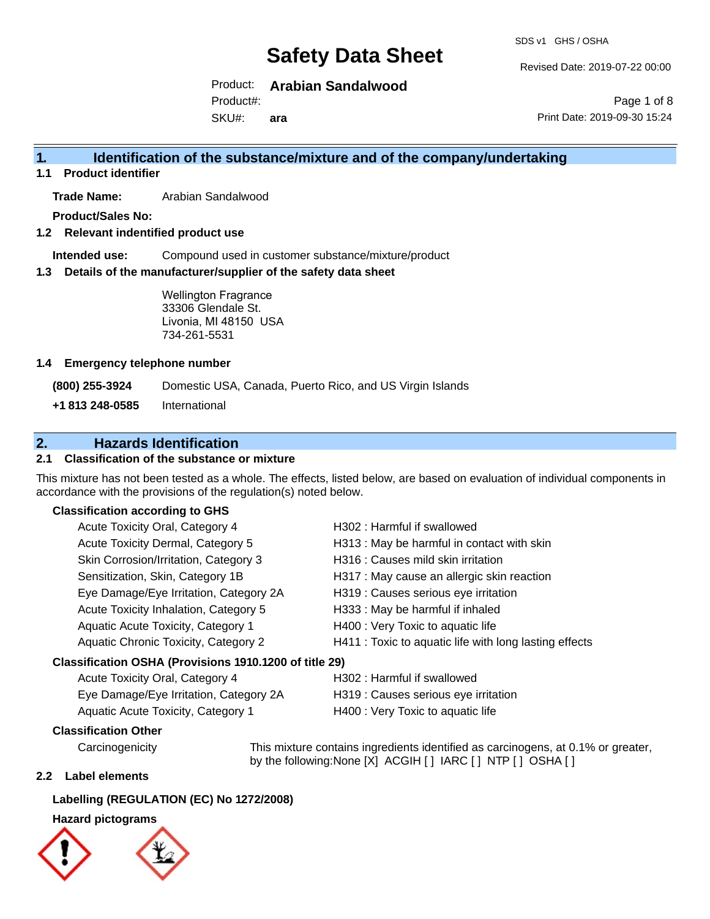# Safety Data Sheet

SDS v1 GHS / OSHA

Revised Date: 2019-07-22 00:00

Product: **Arabian Sandalwood**
Product#:
SKU#: **ara**

Print Date: 2019-09-30 15:24

## 1. Identification of the substance/mixture and of the company/undertaking

### 1.1 Product identifier

**Trade Name:** Arabian Sandalwood

**Product/Sales No:**

### 1.2 Relevant identified product use

**Intended use:** Compound used in customer substance/mixture/product

### 1.3 Details of the manufacturer/supplier of the safety data sheet

Wellington Fragrance
33306 Glendale St.
Livonia, MI 48150 USA
734-261-5531

### 1.4 Emergency telephone number

**(800) 255-3924** Domestic USA, Canada, Puerto Rico, and US Virgin Islands

**+1 813 248-0585** International

## 2. Hazards Identification

### 2.1 Classification of the substance or mixture

This mixture has not been tested as a whole. The effects, listed below, are based on evaluation of individual components in accordance with the provisions of the regulation(s) noted below.

**Classification according to GHS**

| | |
|---|---|
| Acute Toxicity Oral, Category 4 | H302 : Harmful if swallowed |
| Acute Toxicity Dermal, Category 5 | H313 : May be harmful in contact with skin |
| Skin Corrosion/Irritation, Category 3 | H316 : Causes mild skin irritation |
| Sensitization, Skin, Category 1B | H317 : May cause an allergic skin reaction |
| Eye Damage/Eye Irritation, Category 2A | H319 : Causes serious eye irritation |
| Acute Toxicity Inhalation, Category 5 | H333 : May be harmful if inhaled |
| Aquatic Acute Toxicity, Category 1 | H400 : Very Toxic to aquatic life |
| Aquatic Chronic Toxicity, Category 2 | H411 : Toxic to aquatic life with long lasting effects |

**Classification OSHA (Provisions 1910.1200 of title 29)**

| | |
|---|---|
| Acute Toxicity Oral, Category 4 | H302 : Harmful if swallowed |
| Eye Damage/Eye Irritation, Category 2A | H319 : Causes serious eye irritation |
| Aquatic Acute Toxicity, Category 1 | H400 : Very Toxic to aquatic life |

**Classification Other**

Carcinogenicity — This mixture contains ingredients identified as carcinogens, at 0.1% or greater, by the following:None [X] ACGIH [ ] IARC [ ] NTP [ ] OSHA [ ]

### 2.2 Label elements

**Labelling (REGULATION (EC) No 1272/2008)**

**Hazard pictograms**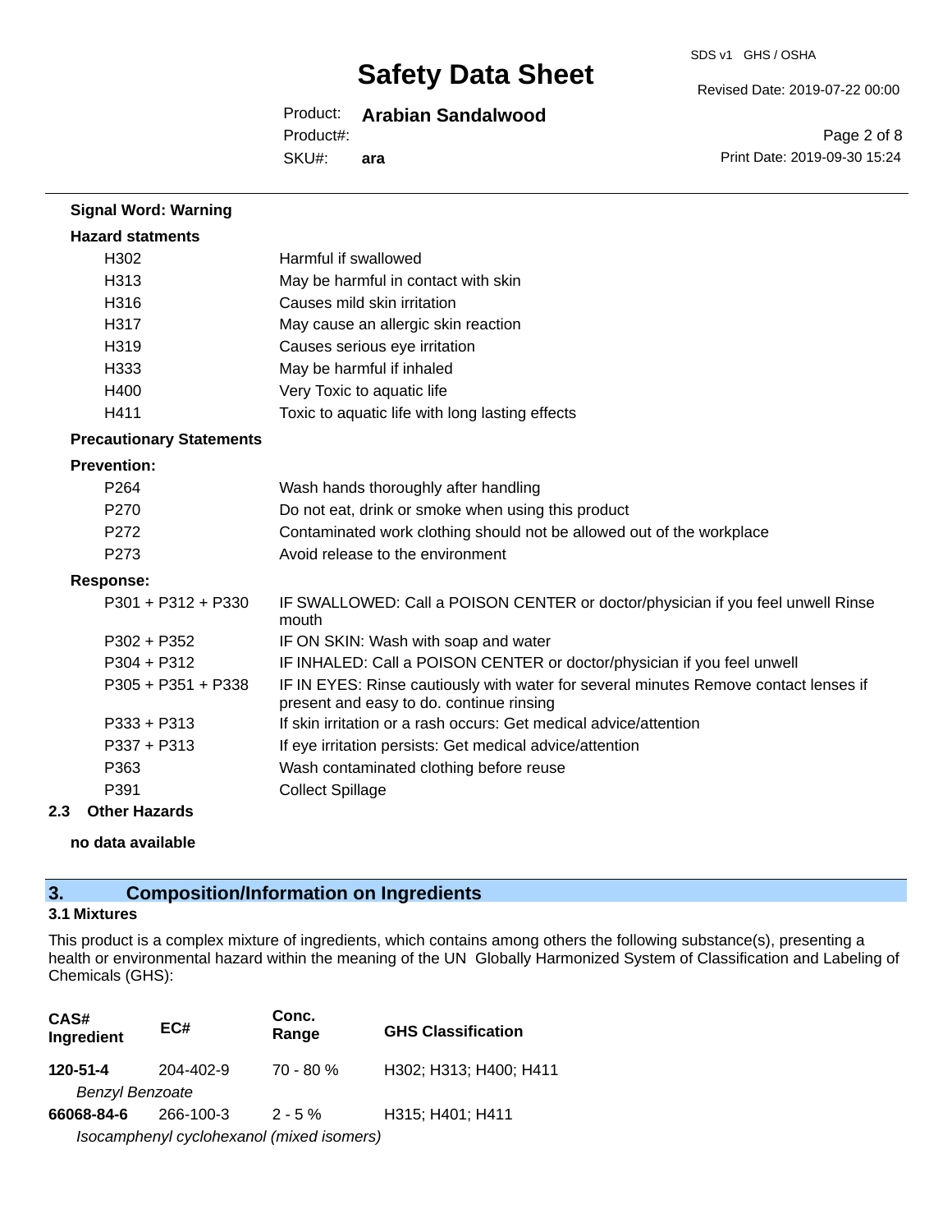**Signal Word: Warning**

**Hazard statments**

| | |
|---|---|
| H302 | Harmful if swallowed |
| H313 | May be harmful in contact with skin |
| H316 | Causes mild skin irritation |
| H317 | May cause an allergic skin reaction |
| H319 | Causes serious eye irritation |
| H333 | May be harmful if inhaled |
| H400 | Very Toxic to aquatic life |
| H411 | Toxic to aquatic life with long lasting effects |

**Precautionary Statements**

**Prevention:**

| | |
|---|---|
| P264 | Wash hands thoroughly after handling |
| P270 | Do not eat, drink or smoke when using this product |
| P272 | Contaminated work clothing should not be allowed out of the workplace |
| P273 | Avoid release to the environment |

**Response:**

| | |
|---|---|
| P301 + P312 + P330 | IF SWALLOWED: Call a POISON CENTER or doctor/physician if you feel unwell Rinse mouth |
| P302 + P352 | IF ON SKIN: Wash with soap and water |
| P304 + P312 | IF INHALED: Call a POISON CENTER or doctor/physician if you feel unwell |
| P305 + P351 + P338 | IF IN EYES: Rinse cautiously with water for several minutes Remove contact lenses if present and easy to do. continue rinsing |
| P333 + P313 | If skin irritation or a rash occurs: Get medical advice/attention |
| P337 + P313 | If eye irritation persists: Get medical advice/attention |
| P363 | Wash contaminated clothing before reuse |
| P391 | Collect Spillage |

**2.3 Other Hazards**

**no data available**

## 3. Composition/Information on Ingredients

### 3.1 Mixtures

This product is a complex mixture of ingredients, which contains among others the following substance(s), presenting a health or environmental hazard within the meaning of the UN Globally Harmonized System of Classification and Labeling of Chemicals (GHS):

| CAS# Ingredient | EC# | Conc. Range | GHS Classification |
|---|---|---|---|
| **120-51-4** | 204-402-9 | 70 - 80 % | H302; H313; H400; H411 |
| *Benzyl Benzoate* | | | |
| **66068-84-6** | 266-100-3 | 2 - 5 % | H315; H401; H411 |
| *Isocamphenyl cyclohexanol (mixed isomers)* | | | |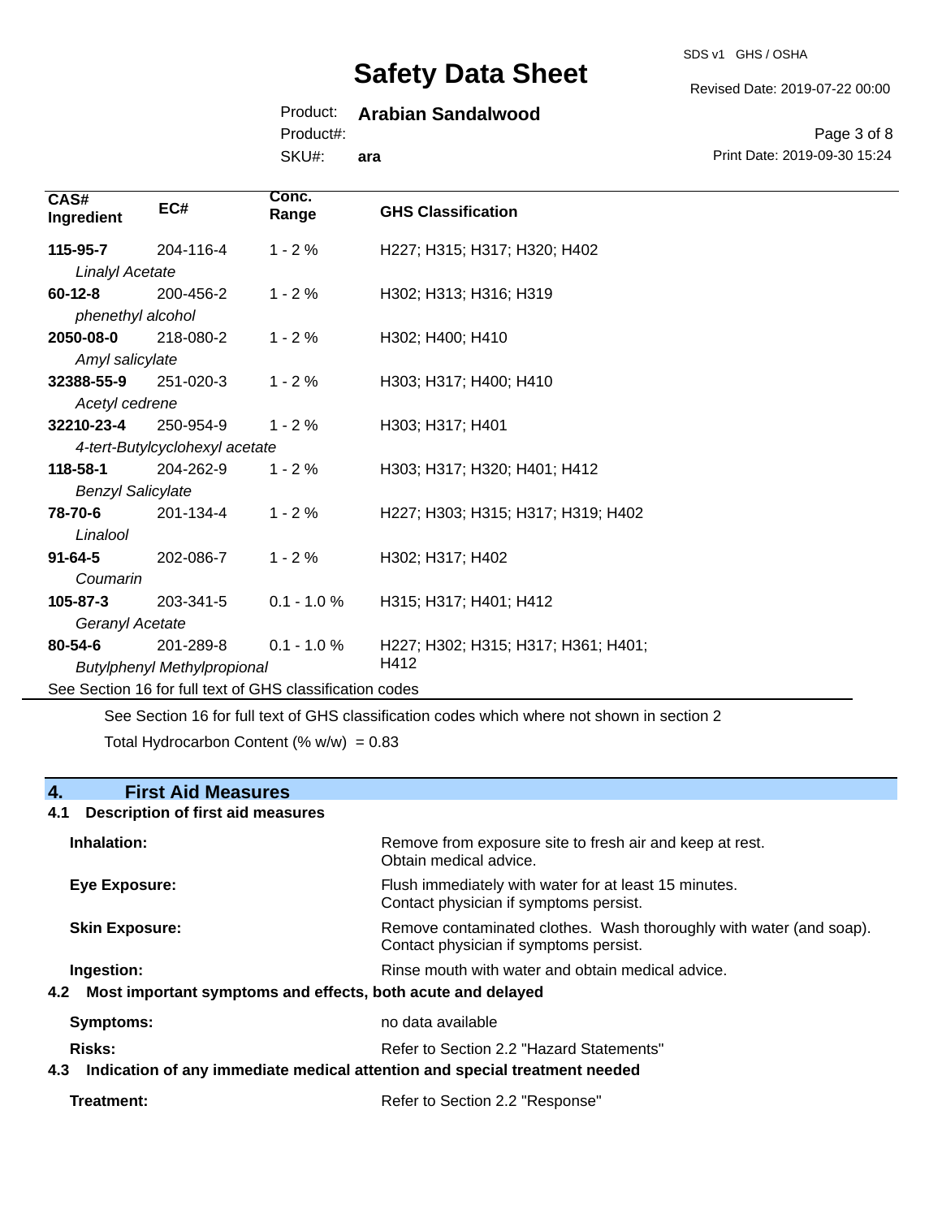| CAS# Ingredient | EC# | Conc. Range | GHS Classification |
|---|---|---|---|
| **115-95-7** *Linalyl Acetate* | 204-116-4 | 1 - 2 % | H227; H315; H317; H320; H402 |
| **60-12-8** *phenethyl alcohol* | 200-456-2 | 1 - 2 % | H302; H313; H316; H319 |
| **2050-08-0** *Amyl salicylate* | 218-080-2 | 1 - 2 % | H302; H400; H410 |
| **32388-55-9** *Acetyl cedrene* | 251-020-3 | 1 - 2 % | H303; H317; H400; H410 |
| **32210-23-4** *4-tert-Butylcyclohexyl acetate* | 250-954-9 | 1 - 2 % | H303; H317; H401 |
| **118-58-1** *Benzyl Salicylate* | 204-262-9 | 1 - 2 % | H303; H317; H320; H401; H412 |
| **78-70-6** *Linalool* | 201-134-4 | 1 - 2 % | H227; H303; H315; H317; H319; H402 |
| **91-64-5** *Coumarin* | 202-086-7 | 1 - 2 % | H302; H317; H402 |
| **105-87-3** *Geranyl Acetate* | 203-341-5 | 0.1 - 1.0 % | H315; H317; H401; H412 |
| **80-54-6** *Butylphenyl Methylpropional* | 201-289-8 | 0.1 - 1.0 % | H227; H302; H315; H317; H361; H401; H412 |

See Section 16 for full text of GHS classification codes

See Section 16 for full text of GHS classification codes which where not shown in section 2

Total Hydrocarbon Content (% w/w) = 0.83

## 4. First Aid Measures

### 4.1 Description of first aid measures

**Inhalation:** Remove from exposure site to fresh air and keep at rest. Obtain medical advice.

**Eye Exposure:** Flush immediately with water for at least 15 minutes. Contact physician if symptoms persist.

**Skin Exposure:** Remove contaminated clothes. Wash thoroughly with water (and soap). Contact physician if symptoms persist.

**Ingestion:** Rinse mouth with water and obtain medical advice.

### 4.2 Most important symptoms and effects, both acute and delayed

**Symptoms:** no data available

**Risks:** Refer to Section 2.2 "Hazard Statements"

### 4.3 Indication of any immediate medical attention and special treatment needed

**Treatment:** Refer to Section 2.2 "Response"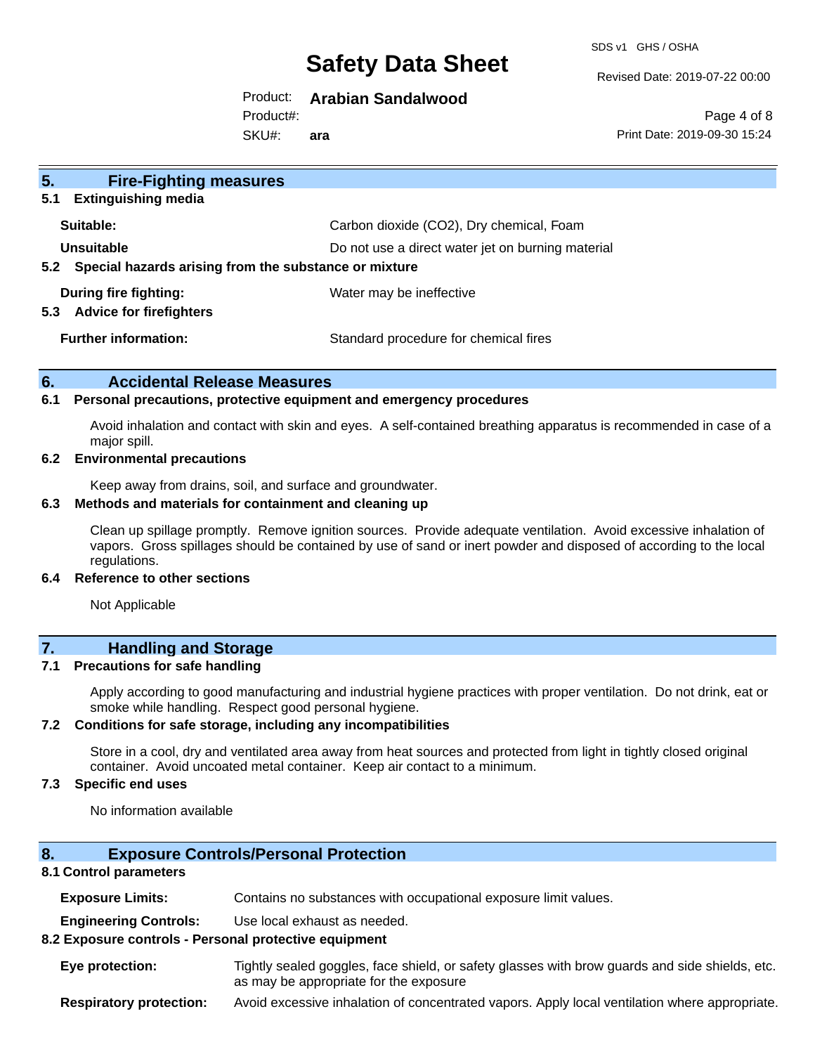## 5. Fire-Fighting measures

### 5.1 Extinguishing media

**Suitable:** Carbon dioxide ($CO_2$), Dry chemical, Foam

**Unsuitable** Do not use a direct water jet on burning material

### 5.2 Special hazards arising from the substance or mixture

**During fire fighting:** Water may be ineffective

### 5.3 Advice for firefighters

**Further information:** Standard procedure for chemical fires

## 6. Accidental Release Measures

### 6.1 Personal precautions, protective equipment and emergency procedures

Avoid inhalation and contact with skin and eyes. A self-contained breathing apparatus is recommended in case of a major spill.

### 6.2 Environmental precautions

Keep away from drains, soil, and surface and groundwater.

### 6.3 Methods and materials for containment and cleaning up

Clean up spillage promptly. Remove ignition sources. Provide adequate ventilation. Avoid excessive inhalation of vapors. Gross spillages should be contained by use of sand or inert powder and disposed of according to the local regulations.

### 6.4 Reference to other sections

Not Applicable

## 7. Handling and Storage

### 7.1 Precautions for safe handling

Apply according to good manufacturing and industrial hygiene practices with proper ventilation. Do not drink, eat or smoke while handling. Respect good personal hygiene.

### 7.2 Conditions for safe storage, including any incompatibilities

Store in a cool, dry and ventilated area away from heat sources and protected from light in tightly closed original container. Avoid uncoated metal container. Keep air contact to a minimum.

### 7.3 Specific end uses

No information available

## 8. Exposure Controls/Personal Protection

### 8.1 Control parameters

**Exposure Limits:** Contains no substances with occupational exposure limit values.

**Engineering Controls:** Use local exhaust as needed.

### 8.2 Exposure controls - Personal protective equipment

**Eye protection:** Tightly sealed goggles, face shield, or safety glasses with brow guards and side shields, etc. as may be appropriate for the exposure

**Respiratory protection:** Avoid excessive inhalation of concentrated vapors. Apply local ventilation where appropriate.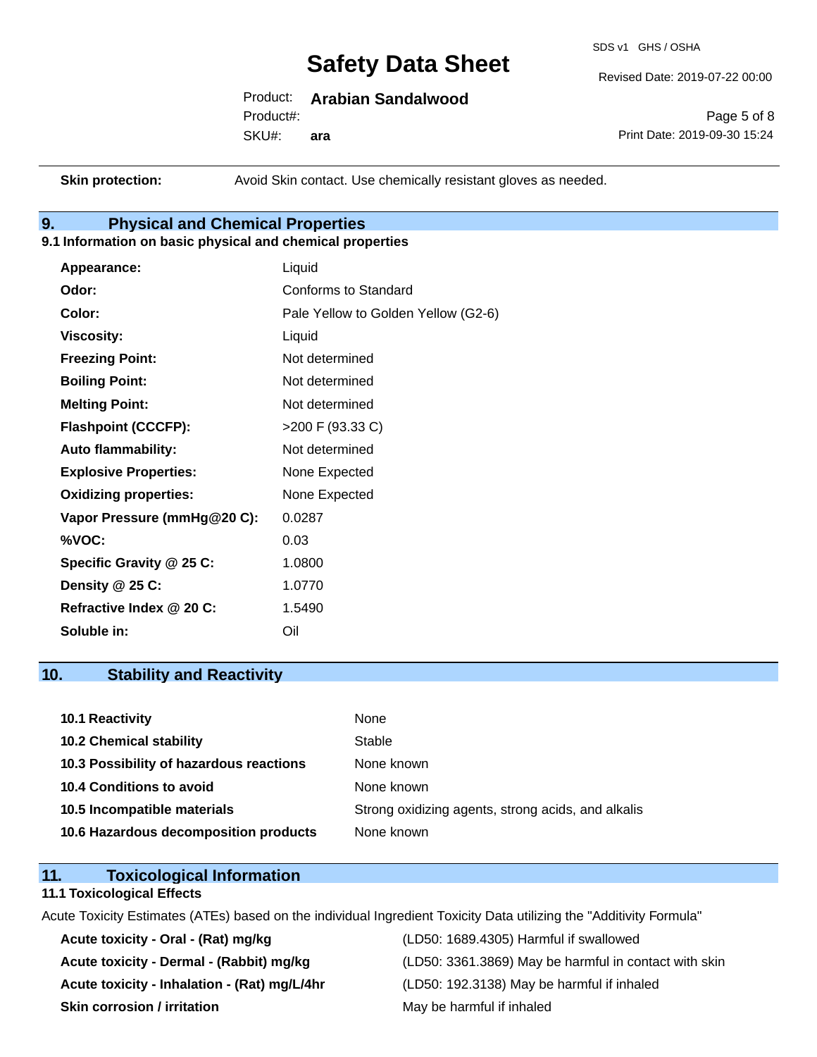**Skin protection:** Avoid Skin contact. Use chemically resistant gloves as needed.

## 9. Physical and Chemical Properties

### 9.1 Information on basic physical and chemical properties

| | |
|---|---|
| **Appearance:** | Liquid |
| **Odor:** | Conforms to Standard |
| **Color:** | Pale Yellow to Golden Yellow (G2-6) |
| **Viscosity:** | Liquid |
| **Freezing Point:** | Not determined |
| **Boiling Point:** | Not determined |
| **Melting Point:** | Not determined |
| **Flashpoint (CCCFP):** | >200 F (93.33 C) |
| **Auto flammability:** | Not determined |
| **Explosive Properties:** | None Expected |
| **Oxidizing properties:** | None Expected |
| **Vapor Pressure (mmHg@20 C):** | 0.0287 |
| **%VOC:** | 0.03 |
| **Specific Gravity @ 25 C:** | 1.0800 |
| **Density @ 25 C:** | 1.0770 |
| **Refractive Index @ 20 C:** | 1.5490 |
| **Soluble in:** | Oil |

## 10. Stability and Reactivity

| | |
|---|---|
| **10.1 Reactivity** | None |
| **10.2 Chemical stability** | Stable |
| **10.3 Possibility of hazardous reactions** | None known |
| **10.4 Conditions to avoid** | None known |
| **10.5 Incompatible materials** | Strong oxidizing agents, strong acids, and alkalis |
| **10.6 Hazardous decomposition products** | None known |

## 11. Toxicological Information

### 11.1 Toxicological Effects

Acute Toxicity Estimates (ATEs) based on the individual Ingredient Toxicity Data utilizing the "Additivity Formula"

| | |
|---|---|
| **Acute toxicity - Oral - (Rat) mg/kg** | (LD50: 1689.4305) Harmful if swallowed |
| **Acute toxicity - Dermal - (Rabbit) mg/kg** | (LD50: 3361.3869) May be harmful in contact with skin |
| **Acute toxicity - Inhalation - (Rat) mg/L/4hr** | (LD50: 192.3138) May be harmful if inhaled |
| **Skin corrosion / irritation** | May be harmful if inhaled |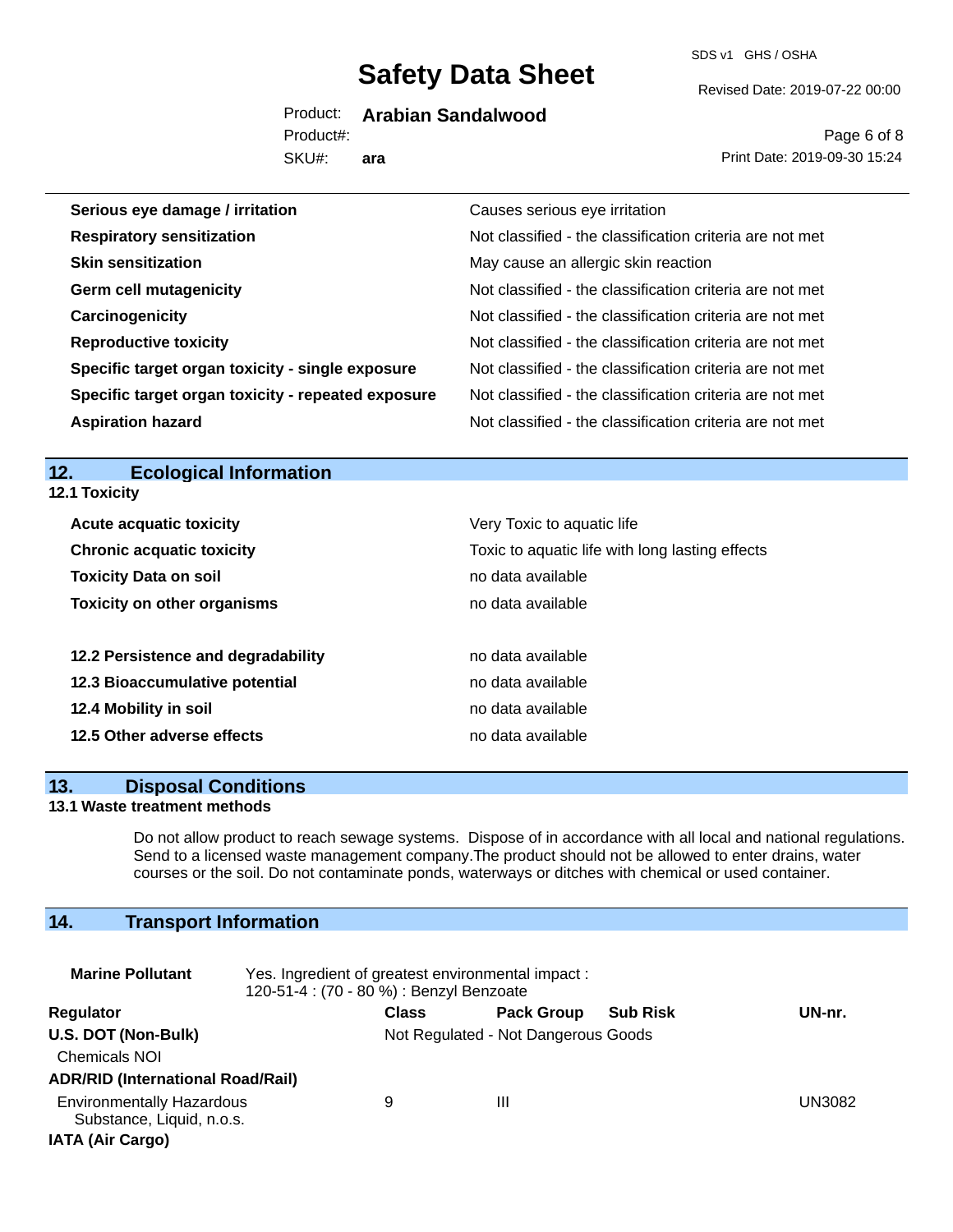| | |
|---|---|
| **Serious eye damage / irritation** | Causes serious eye irritation |
| **Respiratory sensitization** | Not classified - the classification criteria are not met |
| **Skin sensitization** | May cause an allergic skin reaction |
| **Germ cell mutagenicity** | Not classified - the classification criteria are not met |
| **Carcinogenicity** | Not classified - the classification criteria are not met |
| **Reproductive toxicity** | Not classified - the classification criteria are not met |
| **Specific target organ toxicity - single exposure** | Not classified - the classification criteria are not met |
| **Specific target organ toxicity - repeated exposure** | Not classified - the classification criteria are not met |
| **Aspiration hazard** | Not classified - the classification criteria are not met |

## 12. Ecological Information

### 12.1 Toxicity

| | |
|---|---|
| **Acute acquatic toxicity** | Very Toxic to aquatic life |
| **Chronic acquatic toxicity** | Toxic to aquatic life with long lasting effects |
| **Toxicity Data on soil** | no data available |
| **Toxicity on other organisms** | no data available |

| | |
|---|---|
| **12.2 Persistence and degradability** | no data available |
| **12.3 Bioaccumulative potential** | no data available |
| **12.4 Mobility in soil** | no data available |
| **12.5 Other adverse effects** | no data available |

## 13. Disposal Conditions

### 13.1 Waste treatment methods

Do not allow product to reach sewage systems. Dispose of in accordance with all local and national regulations. Send to a licensed waste management company.The product should not be allowed to enter drains, water courses or the soil. Do not contaminate ponds, waterways or ditches with chemical or used container.

## 14. Transport Information

**Marine Pollutant** Yes. Ingredient of greatest environmental impact : 120-51-4 : (70 - 80 %) : Benzyl Benzoate

| Regulator | Class | Pack Group | Sub Risk | UN-nr. |
|---|---|---|---|---|
| **U.S. DOT (Non-Bulk)** | Not Regulated - Not Dangerous Goods | | | |
| Chemicals NOI | | | | |
| **ADR/RID (International Road/Rail)** | | | | |
| Environmentally Hazardous Substance, Liquid, n.o.s. | 9 | III | | UN3082 |
| **IATA (Air Cargo)** | | | | |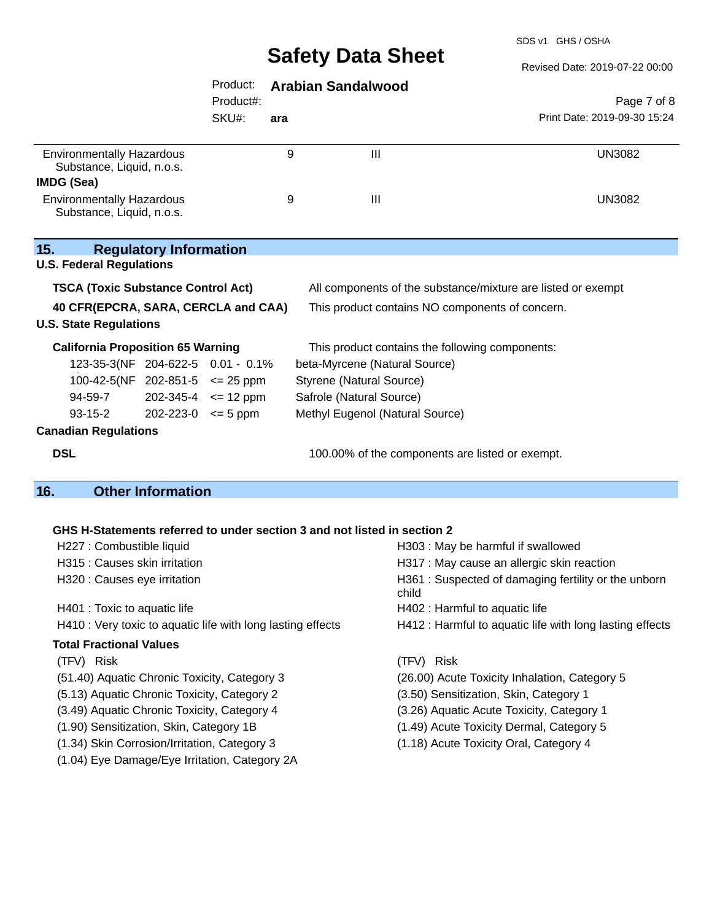| | | | |
|---|---|---|---|
| Environmentally Hazardous Substance, Liquid, n.o.s. | 9 | III | UN3082 |

**IMDG (Sea)**

| | | | |
|---|---|---|---|
| Environmentally Hazardous Substance, Liquid, n.o.s. | 9 | III | UN3082 |

## 15. Regulatory Information

**U.S. Federal Regulations**

| | |
|---|---|
| **TSCA (Toxic Substance Control Act)** | All components of the substance/mixture are listed or exempt |
| **40 CFR(EPCRA, SARA, CERCLA and CAA)** | This product contains NO components of concern. |

**U.S. State Regulations**

**California Proposition 65 Warning** — This product contains the following components:

| | | | |
|---|---|---|---|
| 123-35-3(NF | 204-622-5 | 0.01 - 0.1% | beta-Myrcene (Natural Source) |
| 100-42-5(NF | 202-851-5 | <= 25 ppm | Styrene (Natural Source) |
| 94-59-7 | 202-345-4 | <= 12 ppm | Safrole (Natural Source) |
| 93-15-2 | 202-223-0 | <= 5 ppm | Methyl Eugenol (Natural Source) |

**Canadian Regulations**

| | |
|---|---|
| **DSL** | 100.00% of the components are listed or exempt. |

## 16. Other Information

**GHS H-Statements referred to under section 3 and not listed in section 2**

H227 : Combustible liquid
H303 : May be harmful if swallowed
H315 : Causes skin irritation
H317 : May cause an allergic skin reaction
H320 : Causes eye irritation
H361 : Suspected of damaging fertility or the unborn child
H401 : Toxic to aquatic life
H402 : Harmful to aquatic life
H410 : Very toxic to aquatic life with long lasting effects
H412 : Harmful to aquatic life with long lasting effects

**Total Fractional Values**

| (TFV) | Risk | (TFV) | Risk |
|---|---|---|---|
| (51.40) | Aquatic Chronic Toxicity, Category 3 | (26.00) | Acute Toxicity Inhalation, Category 5 |
| (5.13) | Aquatic Chronic Toxicity, Category 2 | (3.50) | Sensitization, Skin, Category 1 |
| (3.49) | Aquatic Chronic Toxicity, Category 4 | (3.26) | Aquatic Acute Toxicity, Category 1 |
| (1.90) | Sensitization, Skin, Category 1B | (1.49) | Acute Toxicity Dermal, Category 5 |
| (1.34) | Skin Corrosion/Irritation, Category 3 | (1.18) | Acute Toxicity Oral, Category 4 |
| (1.04) | Eye Damage/Eye Irritation, Category 2A | | |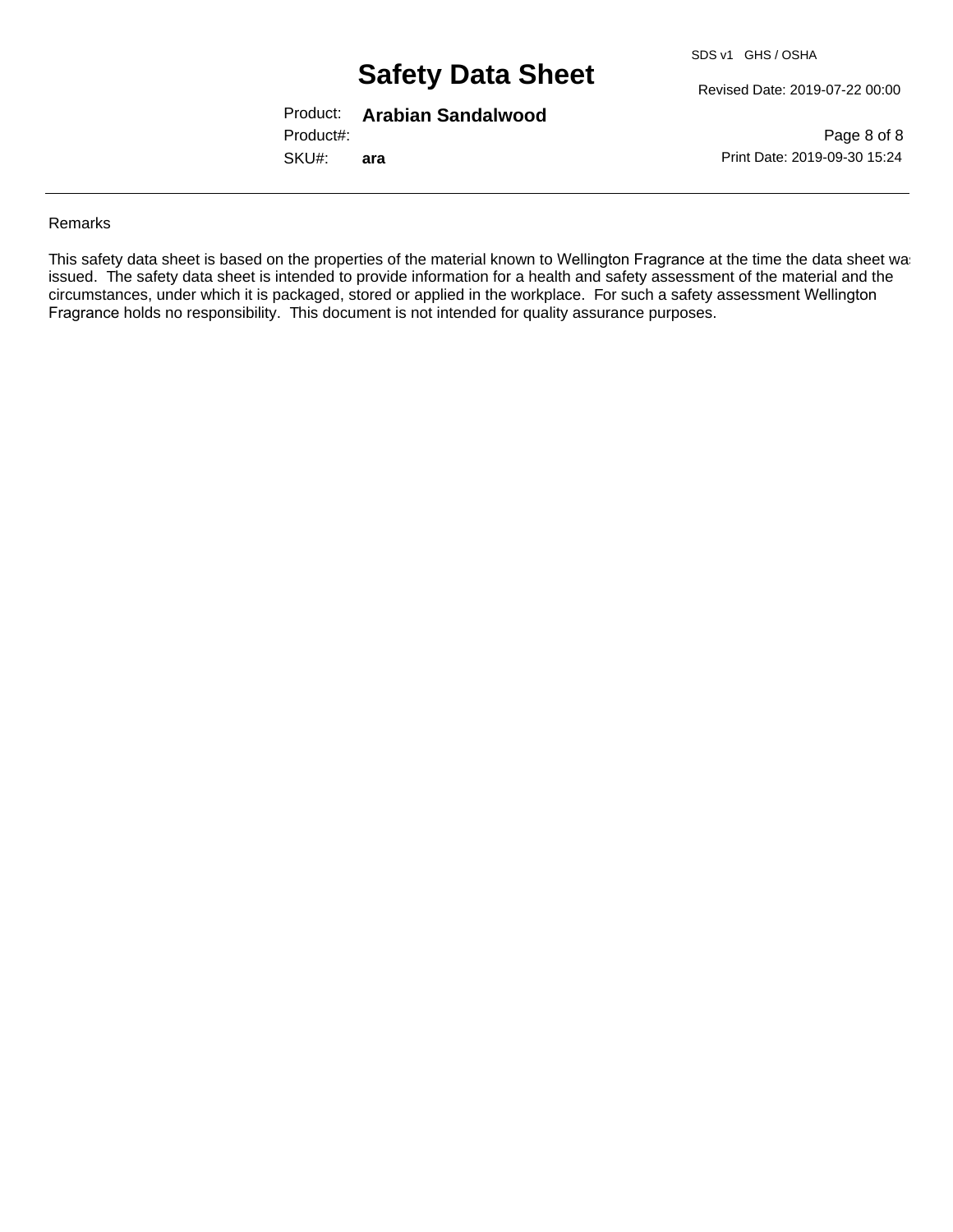Remarks

This safety data sheet is based on the properties of the material known to Wellington Fragrance at the time the data sheet was issued. The safety data sheet is intended to provide information for a health and safety assessment of the material and the circumstances, under which it is packaged, stored or applied in the workplace. For such a safety assessment Wellington Fragrance holds no responsibility. This document is not intended for quality assurance purposes.